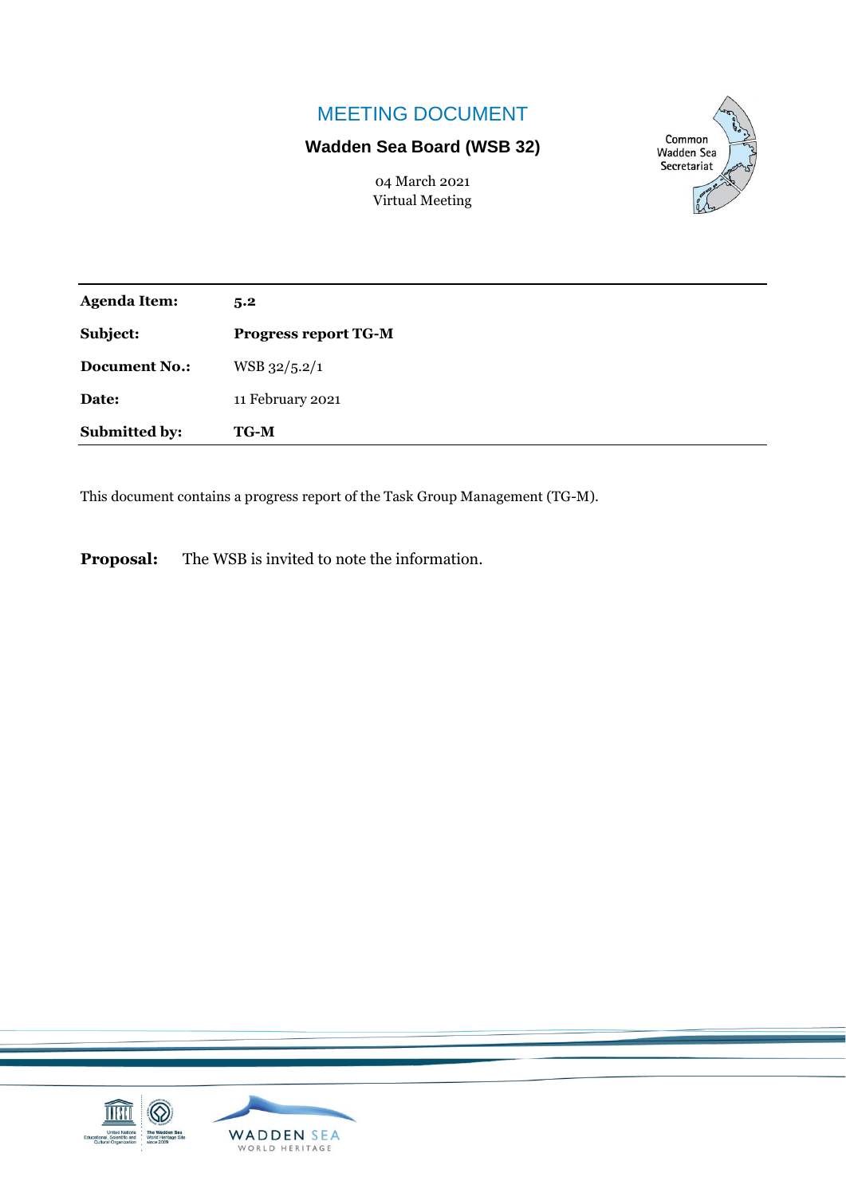# MEETING DOCUMENT

**Wadden Sea Board (WSB 32)**

04 March 2021
Virtual Meeting

Common Wadden Sea Secretariat

| **Agenda Item:** | **5.2** |
|---|---|
| **Subject:** | **Progress report TG-M** |
| **Document No.:** | WSB 32/5.2/1 |
| **Date:** | 11 February 2021 |
| **Submitted by:** | **TG-M** |

This document contains a progress report of the Task Group Management (TG-M).

**Proposal:** The WSB is invited to note the information.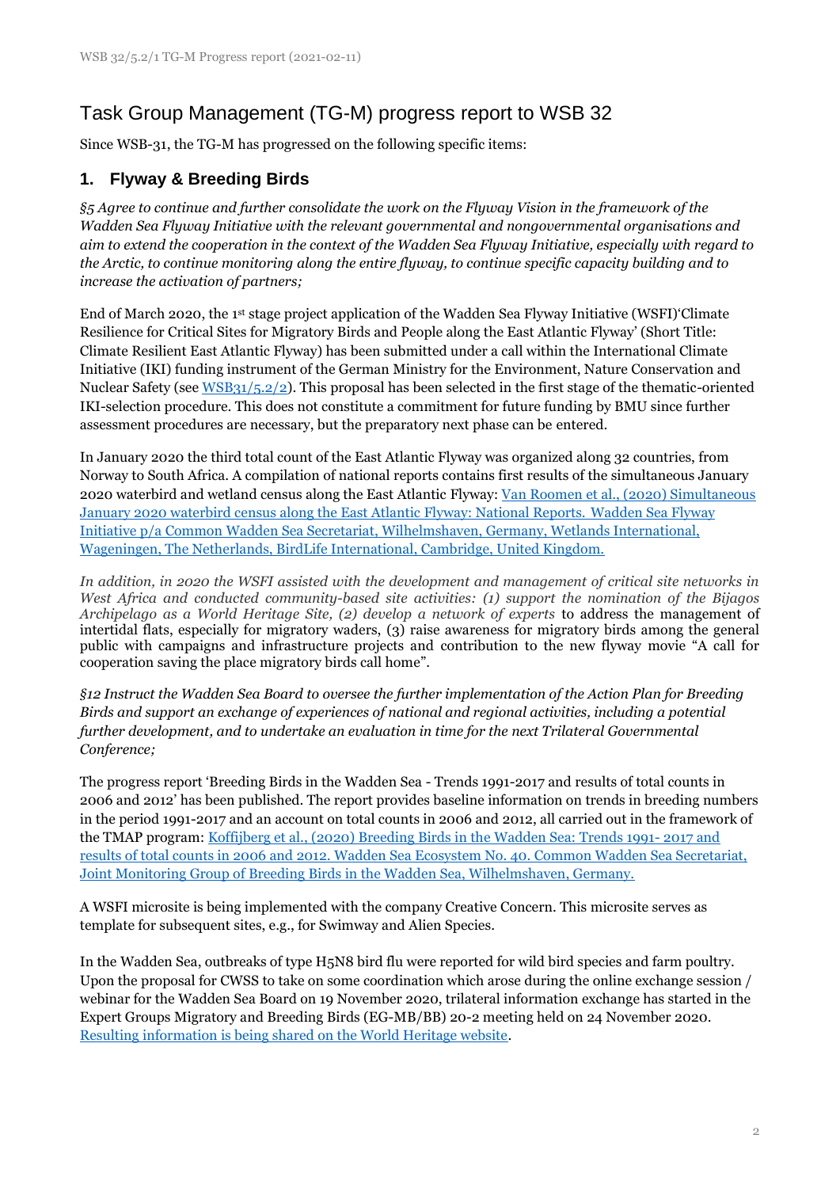# Task Group Management (TG-M) progress report to WSB 32

Since WSB-31, the TG-M has progressed on the following specific items:

## 1. Flyway & Breeding Birds

*§5 Agree to continue and further consolidate the work on the Flyway Vision in the framework of the Wadden Sea Flyway Initiative with the relevant governmental and nongovernmental organisations and aim to extend the cooperation in the context of the Wadden Sea Flyway Initiative, especially with regard to the Arctic, to continue monitoring along the entire flyway, to continue specific capacity building and to increase the activation of partners;*

End of March 2020, the 1st stage project application of the Wadden Sea Flyway Initiative (WSFI)'Climate Resilience for Critical Sites for Migratory Birds and People along the East Atlantic Flyway' (Short Title: Climate Resilient East Atlantic Flyway) has been submitted under a call within the International Climate Initiative (IKI) funding instrument of the German Ministry for the Environment, Nature Conservation and Nuclear Safety (see WSB31/5.2/2). This proposal has been selected in the first stage of the thematic-oriented IKI-selection procedure. This does not constitute a commitment for future funding by BMU since further assessment procedures are necessary, but the preparatory next phase can be entered.

In January 2020 the third total count of the East Atlantic Flyway was organized along 32 countries, from Norway to South Africa. A compilation of national reports contains first results of the simultaneous January 2020 waterbird and wetland census along the East Atlantic Flyway: Van Roomen et al., (2020) Simultaneous January 2020 waterbird census along the East Atlantic Flyway: National Reports. Wadden Sea Flyway Initiative p/a Common Wadden Sea Secretariat, Wilhelmshaven, Germany, Wetlands International, Wageningen, The Netherlands, BirdLife International, Cambridge, United Kingdom.

*In addition, in 2020 the WSFI assisted with the development and management of critical site networks in West Africa and conducted community-based site activities: (1) support the nomination of the Bijagos Archipelago as a World Heritage Site, (2) develop a network of experts* to address the management of intertidal flats, especially for migratory waders, (3) raise awareness for migratory birds among the general public with campaigns and infrastructure projects and contribution to the new flyway movie "A call for cooperation saving the place migratory birds call home".

*§12 Instruct the Wadden Sea Board to oversee the further implementation of the Action Plan for Breeding Birds and support an exchange of experiences of national and regional activities, including a potential further development, and to undertake an evaluation in time for the next Trilateral Governmental Conference;*

The progress report 'Breeding Birds in the Wadden Sea - Trends 1991-2017 and results of total counts in 2006 and 2012' has been published. The report provides baseline information on trends in breeding numbers in the period 1991-2017 and an account on total counts in 2006 and 2012, all carried out in the framework of the TMAP program: Koffijberg et al., (2020) Breeding Birds in the Wadden Sea: Trends 1991- 2017 and results of total counts in 2006 and 2012. Wadden Sea Ecosystem No. 40. Common Wadden Sea Secretariat, Joint Monitoring Group of Breeding Birds in the Wadden Sea, Wilhelmshaven, Germany.

A WSFI microsite is being implemented with the company Creative Concern. This microsite serves as template for subsequent sites, e.g., for Swimway and Alien Species.

In the Wadden Sea, outbreaks of type H5N8 bird flu were reported for wild bird species and farm poultry. Upon the proposal for CWSS to take on some coordination which arose during the online exchange session / webinar for the Wadden Sea Board on 19 November 2020, trilateral information exchange has started in the Expert Groups Migratory and Breeding Birds (EG-MB/BB) 20-2 meeting held on 24 November 2020. Resulting information is being shared on the World Heritage website.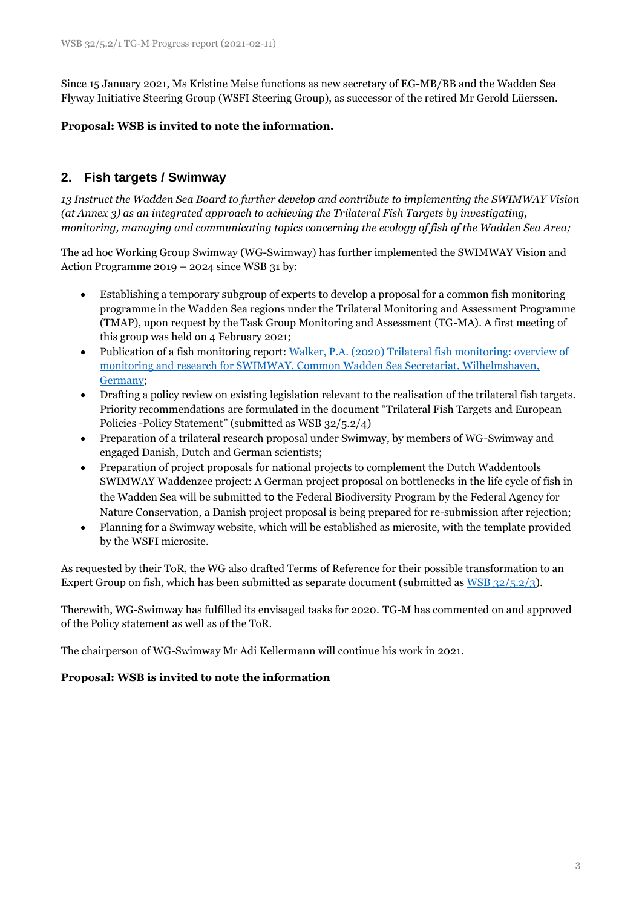Since 15 January 2021, Ms Kristine Meise functions as new secretary of EG-MB/BB and the Wadden Sea Flyway Initiative Steering Group (WSFI Steering Group), as successor of the retired Mr Gerold Lüerssen.

**Proposal: WSB is invited to note the information.**

## 2. Fish targets / Swimway

*13 Instruct the Wadden Sea Board to further develop and contribute to implementing the SWIMWAY Vision (at Annex 3) as an integrated approach to achieving the Trilateral Fish Targets by investigating, monitoring, managing and communicating topics concerning the ecology of fish of the Wadden Sea Area;*

The ad hoc Working Group Swimway (WG-Swimway) has further implemented the SWIMWAY Vision and Action Programme 2019 – 2024 since WSB 31 by:

- Establishing a temporary subgroup of experts to develop a proposal for a common fish monitoring programme in the Wadden Sea regions under the Trilateral Monitoring and Assessment Programme (TMAP), upon request by the Task Group Monitoring and Assessment (TG-MA). A first meeting of this group was held on 4 February 2021;
- Publication of a fish monitoring report: Walker, P.A. (2020) Trilateral fish monitoring: overview of monitoring and research for SWIMWAY. Common Wadden Sea Secretariat, Wilhelmshaven, Germany;
- Drafting a policy review on existing legislation relevant to the realisation of the trilateral fish targets. Priority recommendations are formulated in the document "Trilateral Fish Targets and European Policies -Policy Statement" (submitted as WSB 32/5.2/4)
- Preparation of a trilateral research proposal under Swimway, by members of WG-Swimway and engaged Danish, Dutch and German scientists;
- Preparation of project proposals for national projects to complement the Dutch Waddentools SWIMWAY Waddenzee project: A German project proposal on bottlenecks in the life cycle of fish in the Wadden Sea will be submitted to the Federal Biodiversity Program by the Federal Agency for Nature Conservation, a Danish project proposal is being prepared for re-submission after rejection;
- Planning for a Swimway website, which will be established as microsite, with the template provided by the WSFI microsite.

As requested by their ToR, the WG also drafted Terms of Reference for their possible transformation to an Expert Group on fish, which has been submitted as separate document (submitted as WSB 32/5.2/3).

Therewith, WG-Swimway has fulfilled its envisaged tasks for 2020. TG-M has commented on and approved of the Policy statement as well as of the ToR.

The chairperson of WG-Swimway Mr Adi Kellermann will continue his work in 2021.

**Proposal: WSB is invited to note the information**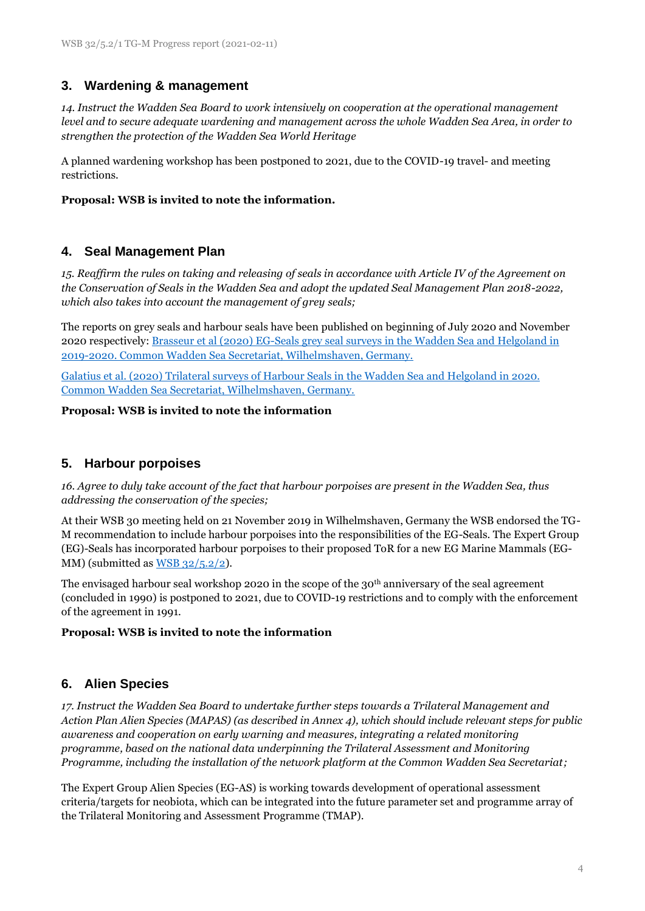## 3. Wardening & management

*14. Instruct the Wadden Sea Board to work intensively on cooperation at the operational management level and to secure adequate wardening and management across the whole Wadden Sea Area, in order to strengthen the protection of the Wadden Sea World Heritage*

A planned wardening workshop has been postponed to 2021, due to the COVID-19 travel- and meeting restrictions.

**Proposal: WSB is invited to note the information.**

## 4. Seal Management Plan

*15. Reaffirm the rules on taking and releasing of seals in accordance with Article IV of the Agreement on the Conservation of Seals in the Wadden Sea and adopt the updated Seal Management Plan 2018-2022, which also takes into account the management of grey seals;*

The reports on grey seals and harbour seals have been published on beginning of July 2020 and November 2020 respectively: Brasseur et al (2020) EG-Seals grey seal surveys in the Wadden Sea and Helgoland in 2019-2020. Common Wadden Sea Secretariat, Wilhelmshaven, Germany.

Galatius et al. (2020) Trilateral surveys of Harbour Seals in the Wadden Sea and Helgoland in 2020. Common Wadden Sea Secretariat, Wilhelmshaven, Germany.

**Proposal: WSB is invited to note the information**

## 5. Harbour porpoises

*16. Agree to duly take account of the fact that harbour porpoises are present in the Wadden Sea, thus addressing the conservation of the species;*

At their WSB 30 meeting held on 21 November 2019 in Wilhelmshaven, Germany the WSB endorsed the TG-M recommendation to include harbour porpoises into the responsibilities of the EG-Seals. The Expert Group (EG)-Seals has incorporated harbour porpoises to their proposed ToR for a new EG Marine Mammals (EG-MM) (submitted as WSB 32/5.2/2).

The envisaged harbour seal workshop 2020 in the scope of the 30th anniversary of the seal agreement (concluded in 1990) is postponed to 2021, due to COVID-19 restrictions and to comply with the enforcement of the agreement in 1991.

**Proposal: WSB is invited to note the information**

## 6. Alien Species

*17. Instruct the Wadden Sea Board to undertake further steps towards a Trilateral Management and Action Plan Alien Species (MAPAS) (as described in Annex 4), which should include relevant steps for public awareness and cooperation on early warning and measures, integrating a related monitoring programme, based on the national data underpinning the Trilateral Assessment and Monitoring Programme, including the installation of the network platform at the Common Wadden Sea Secretariat;*

The Expert Group Alien Species (EG-AS) is working towards development of operational assessment criteria/targets for neobiota, which can be integrated into the future parameter set and programme array of the Trilateral Monitoring and Assessment Programme (TMAP).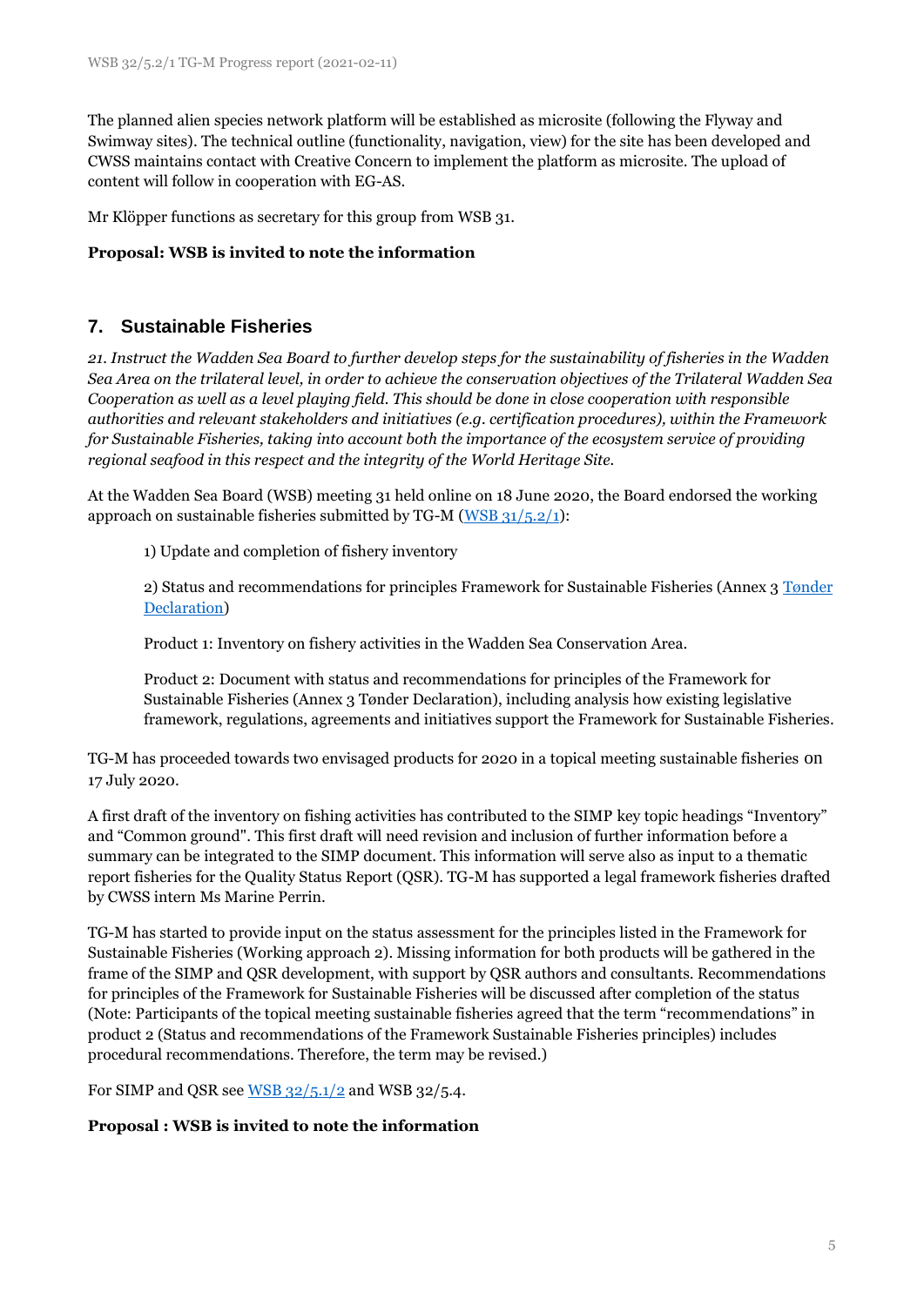The planned alien species network platform will be established as microsite (following the Flyway and Swimway sites). The technical outline (functionality, navigation, view) for the site has been developed and CWSS maintains contact with Creative Concern to implement the platform as microsite. The upload of content will follow in cooperation with EG-AS.

Mr Klöpper functions as secretary for this group from WSB 31.

**Proposal: WSB is invited to note the information**

## 7. Sustainable Fisheries

*21. Instruct the Wadden Sea Board to further develop steps for the sustainability of fisheries in the Wadden Sea Area on the trilateral level, in order to achieve the conservation objectives of the Trilateral Wadden Sea Cooperation as well as a level playing field. This should be done in close cooperation with responsible authorities and relevant stakeholders and initiatives (e.g. certification procedures), within the Framework for Sustainable Fisheries, taking into account both the importance of the ecosystem service of providing regional seafood in this respect and the integrity of the World Heritage Site.*

At the Wadden Sea Board (WSB) meeting 31 held online on 18 June 2020, the Board endorsed the working approach on sustainable fisheries submitted by TG-M (WSB 31/5.2/1):

> 1) Update and completion of fishery inventory
>
> 2) Status and recommendations for principles Framework for Sustainable Fisheries (Annex 3 Tønder Declaration)
>
> Product 1: Inventory on fishery activities in the Wadden Sea Conservation Area.
>
> Product 2: Document with status and recommendations for principles of the Framework for Sustainable Fisheries (Annex 3 Tønder Declaration), including analysis how existing legislative framework, regulations, agreements and initiatives support the Framework for Sustainable Fisheries.

TG-M has proceeded towards two envisaged products for 2020 in a topical meeting sustainable fisheries on 17 July 2020.

A first draft of the inventory on fishing activities has contributed to the SIMP key topic headings "Inventory" and "Common ground". This first draft will need revision and inclusion of further information before a summary can be integrated to the SIMP document. This information will serve also as input to a thematic report fisheries for the Quality Status Report (QSR). TG-M has supported a legal framework fisheries drafted by CWSS intern Ms Marine Perrin.

TG-M has started to provide input on the status assessment for the principles listed in the Framework for Sustainable Fisheries (Working approach 2). Missing information for both products will be gathered in the frame of the SIMP and QSR development, with support by QSR authors and consultants. Recommendations for principles of the Framework for Sustainable Fisheries will be discussed after completion of the status (Note: Participants of the topical meeting sustainable fisheries agreed that the term "recommendations" in product 2 (Status and recommendations of the Framework Sustainable Fisheries principles) includes procedural recommendations. Therefore, the term may be revised.)

For SIMP and QSR see WSB 32/5.1/2 and WSB 32/5.4.

**Proposal : WSB is invited to note the information**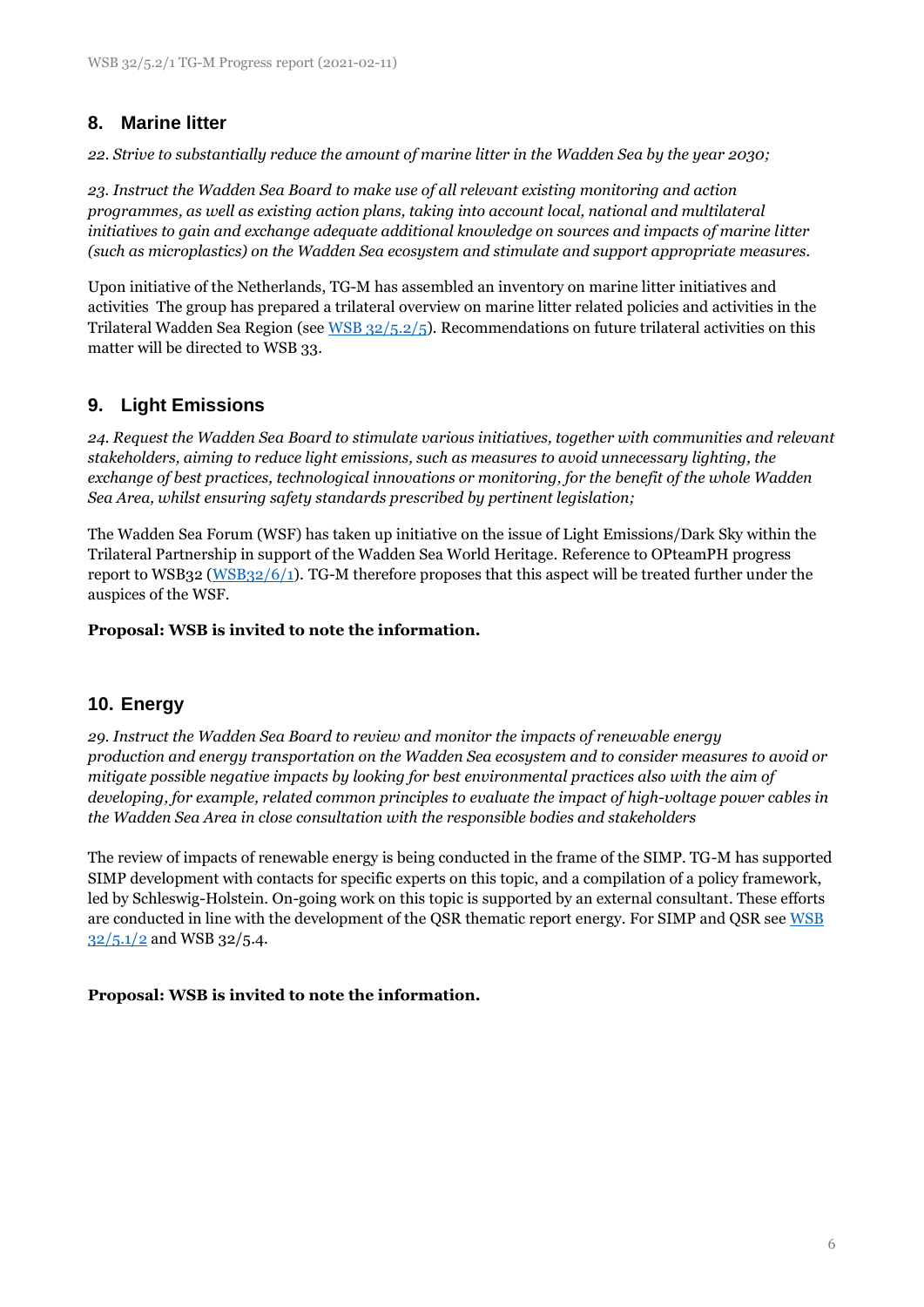## 8. Marine litter

*22. Strive to substantially reduce the amount of marine litter in the Wadden Sea by the year 2030;*

*23. Instruct the Wadden Sea Board to make use of all relevant existing monitoring and action programmes, as well as existing action plans, taking into account local, national and multilateral initiatives to gain and exchange adequate additional knowledge on sources and impacts of marine litter (such as microplastics) on the Wadden Sea ecosystem and stimulate and support appropriate measures.*

Upon initiative of the Netherlands, TG-M has assembled an inventory on marine litter initiatives and activities The group has prepared a trilateral overview on marine litter related policies and activities in the Trilateral Wadden Sea Region (see WSB 32/5.2/5). Recommendations on future trilateral activities on this matter will be directed to WSB 33.

## 9. Light Emissions

*24. Request the Wadden Sea Board to stimulate various initiatives, together with communities and relevant stakeholders, aiming to reduce light emissions, such as measures to avoid unnecessary lighting, the exchange of best practices, technological innovations or monitoring, for the benefit of the whole Wadden Sea Area, whilst ensuring safety standards prescribed by pertinent legislation;*

The Wadden Sea Forum (WSF) has taken up initiative on the issue of Light Emissions/Dark Sky within the Trilateral Partnership in support of the Wadden Sea World Heritage. Reference to OPteamPH progress report to WSB32 (WSB32/6/1). TG-M therefore proposes that this aspect will be treated further under the auspices of the WSF.

**Proposal: WSB is invited to note the information.**

## 10. Energy

*29. Instruct the Wadden Sea Board to review and monitor the impacts of renewable energy production and energy transportation on the Wadden Sea ecosystem and to consider measures to avoid or mitigate possible negative impacts by looking for best environmental practices also with the aim of developing, for example, related common principles to evaluate the impact of high-voltage power cables in the Wadden Sea Area in close consultation with the responsible bodies and stakeholders*

The review of impacts of renewable energy is being conducted in the frame of the SIMP. TG-M has supported SIMP development with contacts for specific experts on this topic, and a compilation of a policy framework, led by Schleswig-Holstein. On-going work on this topic is supported by an external consultant. These efforts are conducted in line with the development of the QSR thematic report energy. For SIMP and QSR see WSB 32/5.1/2 and WSB 32/5.4.

**Proposal: WSB is invited to note the information.**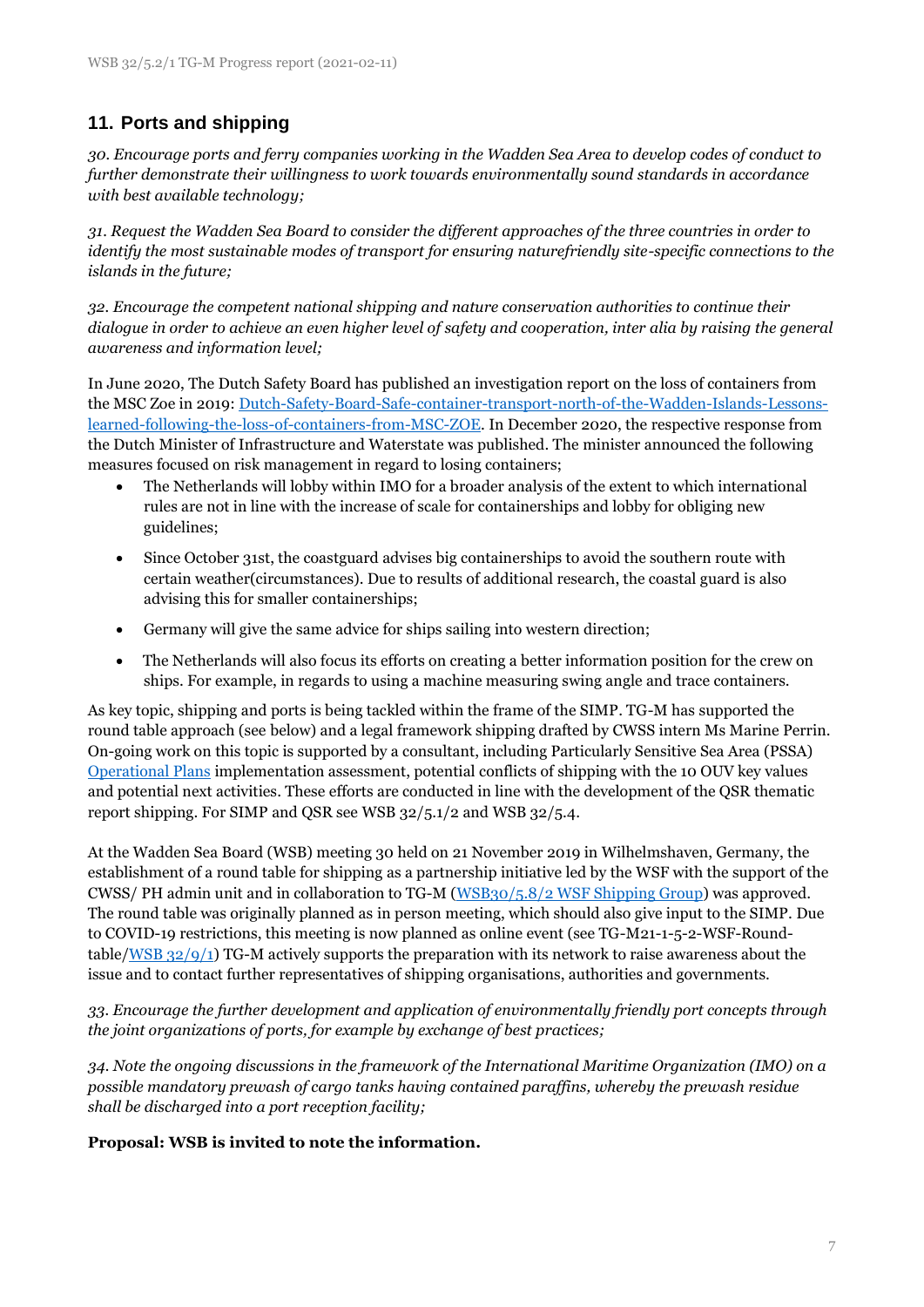## 11. Ports and shipping

*30. Encourage ports and ferry companies working in the Wadden Sea Area to develop codes of conduct to further demonstrate their willingness to work towards environmentally sound standards in accordance with best available technology;*

*31. Request the Wadden Sea Board to consider the different approaches of the three countries in order to identify the most sustainable modes of transport for ensuring naturefriendly site-specific connections to the islands in the future;*

*32. Encourage the competent national shipping and nature conservation authorities to continue their dialogue in order to achieve an even higher level of safety and cooperation, inter alia by raising the general awareness and information level;*

In June 2020, The Dutch Safety Board has published an investigation report on the loss of containers from the MSC Zoe in 2019: Dutch-Safety-Board-Safe-container-transport-north-of-the-Wadden-Islands-Lessons-learned-following-the-loss-of-containers-from-MSC-ZOE. In December 2020, the respective response from the Dutch Minister of Infrastructure and Waterstate was published. The minister announced the following measures focused on risk management in regard to losing containers;

- The Netherlands will lobby within IMO for a broader analysis of the extent to which international rules are not in line with the increase of scale for containerships and lobby for obliging new guidelines;
- Since October 31st, the coastguard advises big containerships to avoid the southern route with certain weather(circumstances). Due to results of additional research, the coastal guard is also advising this for smaller containerships;
- Germany will give the same advice for ships sailing into western direction;
- The Netherlands will also focus its efforts on creating a better information position for the crew on ships. For example, in regards to using a machine measuring swing angle and trace containers.

As key topic, shipping and ports is being tackled within the frame of the SIMP. TG-M has supported the round table approach (see below) and a legal framework shipping drafted by CWSS intern Ms Marine Perrin. On-going work on this topic is supported by a consultant, including Particularly Sensitive Sea Area (PSSA) Operational Plans implementation assessment, potential conflicts of shipping with the 10 OUV key values and potential next activities. These efforts are conducted in line with the development of the QSR thematic report shipping. For SIMP and QSR see WSB 32/5.1/2 and WSB 32/5.4.

At the Wadden Sea Board (WSB) meeting 30 held on 21 November 2019 in Wilhelmshaven, Germany, the establishment of a round table for shipping as a partnership initiative led by the WSF with the support of the CWSS/ PH admin unit and in collaboration to TG-M (WSB30/5.8/2 WSF Shipping Group) was approved. The round table was originally planned as in person meeting, which should also give input to the SIMP. Due to COVID-19 restrictions, this meeting is now planned as online event (see TG-M21-1-5-2-WSF-Round-table/WSB 32/9/1) TG-M actively supports the preparation with its network to raise awareness about the issue and to contact further representatives of shipping organisations, authorities and governments.

*33. Encourage the further development and application of environmentally friendly port concepts through the joint organizations of ports, for example by exchange of best practices;*

*34. Note the ongoing discussions in the framework of the International Maritime Organization (IMO) on a possible mandatory prewash of cargo tanks having contained paraffins, whereby the prewash residue shall be discharged into a port reception facility;*

**Proposal: WSB is invited to note the information.**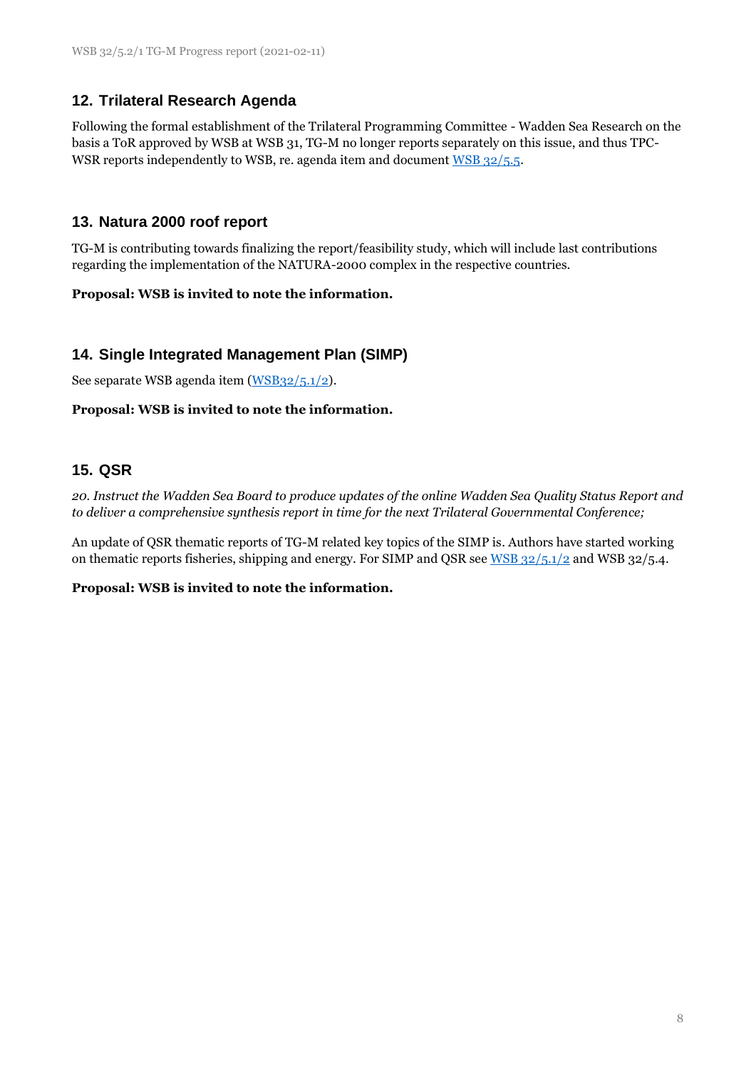## 12. Trilateral Research Agenda

Following the formal establishment of the Trilateral Programming Committee - Wadden Sea Research on the basis a ToR approved by WSB at WSB 31, TG-M no longer reports separately on this issue, and thus TPC-WSR reports independently to WSB, re. agenda item and document [WSB 32/5.5](WSB 32/5.5).

## 13. Natura 2000 roof report

TG-M is contributing towards finalizing the report/feasibility study, which will include last contributions regarding the implementation of the NATURA-2000 complex in the respective countries.

**Proposal: WSB is invited to note the information.**

## 14. Single Integrated Management Plan (SIMP)

See separate WSB agenda item ([WSB32/5.1/2](WSB32/5.1/2)).

**Proposal: WSB is invited to note the information.**

## 15. QSR

*20. Instruct the Wadden Sea Board to produce updates of the online Wadden Sea Quality Status Report and to deliver a comprehensive synthesis report in time for the next Trilateral Governmental Conference;*

An update of QSR thematic reports of TG-M related key topics of the SIMP is. Authors have started working on thematic reports fisheries, shipping and energy. For SIMP and QSR see [WSB 32/5.1/2](WSB 32/5.1/2) and WSB 32/5.4.

**Proposal: WSB is invited to note the information.**